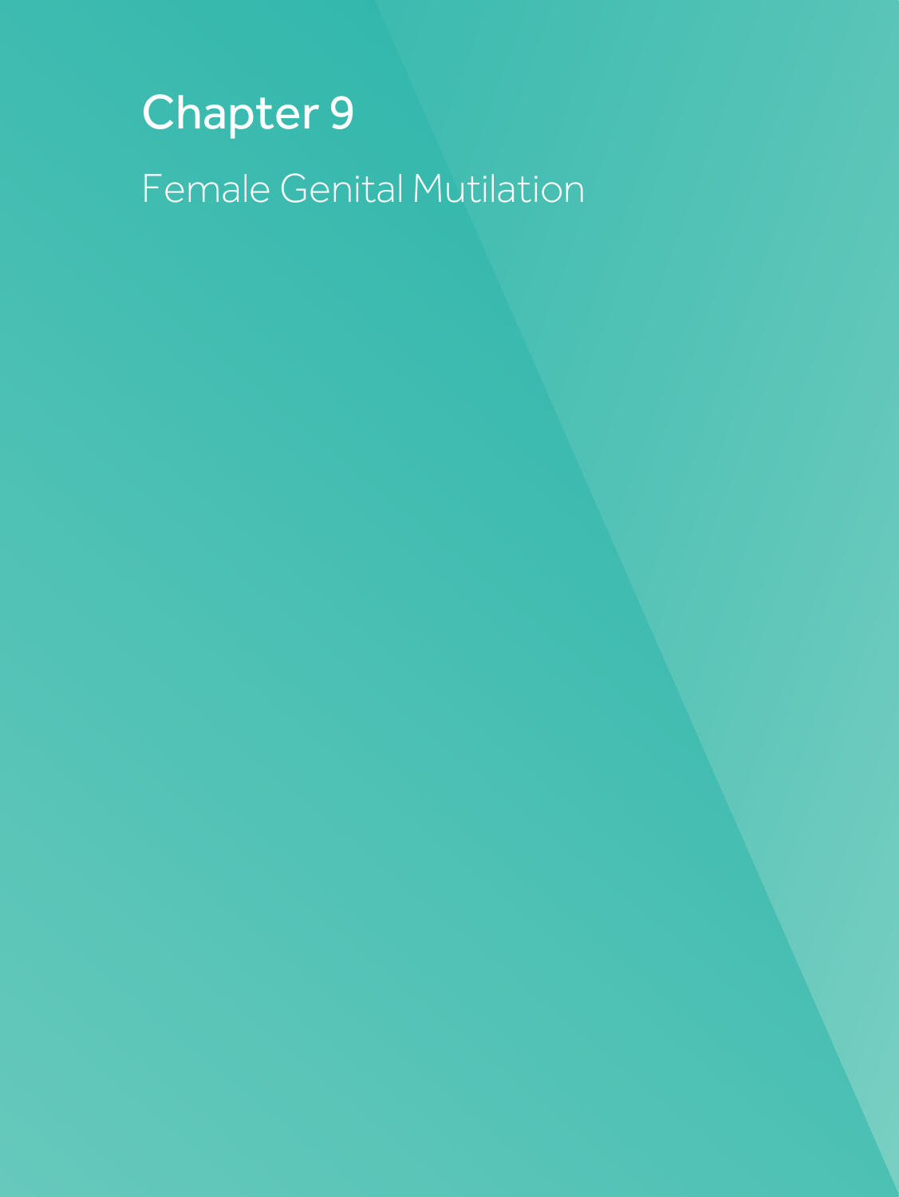# Chapter 9

## Female Genital Mutilation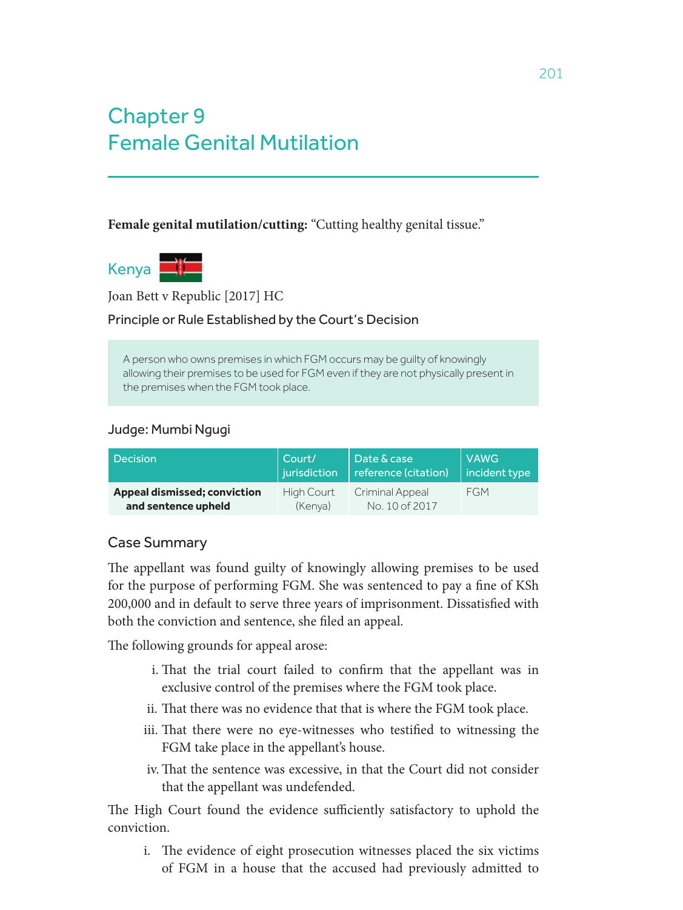# Chapter 9
# Female Genital Mutilation

**Female genital mutilation/cutting:** "Cutting healthy genital tissue."

## Kenya

Joan Bett v Republic [2017] HC

### Principle or Rule Established by the Court's Decision

> A person who owns premises in which FGM occurs may be guilty of knowingly allowing their premises to be used for FGM even if they are not physically present in the premises when the FGM took place.

Judge: Mumbi Ngugi

| Decision | Court/ jurisdiction | Date & case reference (citation) | VAWG incident type |
|---|---|---|---|
| **Appeal dismissed; conviction and sentence upheld** | High Court (Kenya) | Criminal Appeal No. 10 of 2017 | FGM |

### Case Summary

The appellant was found guilty of knowingly allowing premises to be used for the purpose of performing FGM. She was sentenced to pay a fine of KSh 200,000 and in default to serve three years of imprisonment. Dissatisfied with both the conviction and sentence, she filed an appeal.

The following grounds for appeal arose:

i. That the trial court failed to confirm that the appellant was in exclusive control of the premises where the FGM took place.

ii. That there was no evidence that that is where the FGM took place.

iii. That there were no eye-witnesses who testified to witnessing the FGM take place in the appellant's house.

iv. That the sentence was excessive, in that the Court did not consider that the appellant was undefended.

The High Court found the evidence sufficiently satisfactory to uphold the conviction.

i. The evidence of eight prosecution witnesses placed the six victims of FGM in a house that the accused had previously admitted to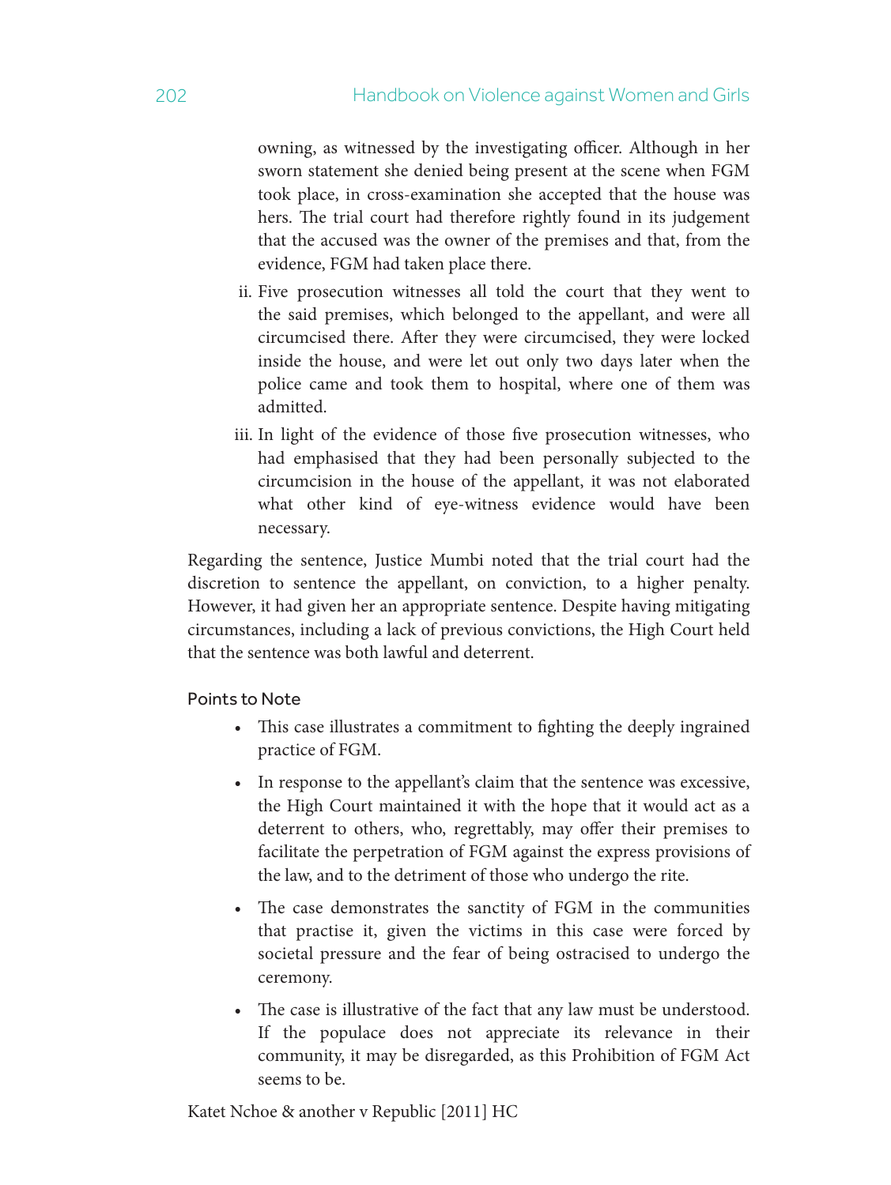owning, as witnessed by the investigating officer. Although in her sworn statement she denied being present at the scene when FGM took place, in cross-examination she accepted that the house was hers. The trial court had therefore rightly found in its judgement that the accused was the owner of the premises and that, from the evidence, FGM had taken place there.

ii. Five prosecution witnesses all told the court that they went to the said premises, which belonged to the appellant, and were all circumcised there. After they were circumcised, they were locked inside the house, and were let out only two days later when the police came and took them to hospital, where one of them was admitted.

iii. In light of the evidence of those five prosecution witnesses, who had emphasised that they had been personally subjected to the circumcision in the house of the appellant, it was not elaborated what other kind of eye-witness evidence would have been necessary.

Regarding the sentence, Justice Mumbi noted that the trial court had the discretion to sentence the appellant, on conviction, to a higher penalty. However, it had given her an appropriate sentence. Despite having mitigating circumstances, including a lack of previous convictions, the High Court held that the sentence was both lawful and deterrent.

#### Points to Note

- This case illustrates a commitment to fighting the deeply ingrained practice of FGM.
- In response to the appellant's claim that the sentence was excessive, the High Court maintained it with the hope that it would act as a deterrent to others, who, regrettably, may offer their premises to facilitate the perpetration of FGM against the express provisions of the law, and to the detriment of those who undergo the rite.
- The case demonstrates the sanctity of FGM in the communities that practise it, given the victims in this case were forced by societal pressure and the fear of being ostracised to undergo the ceremony.
- The case is illustrative of the fact that any law must be understood. If the populace does not appreciate its relevance in their community, it may be disregarded, as this Prohibition of FGM Act seems to be.

Katet Nchoe & another v Republic [2011] HC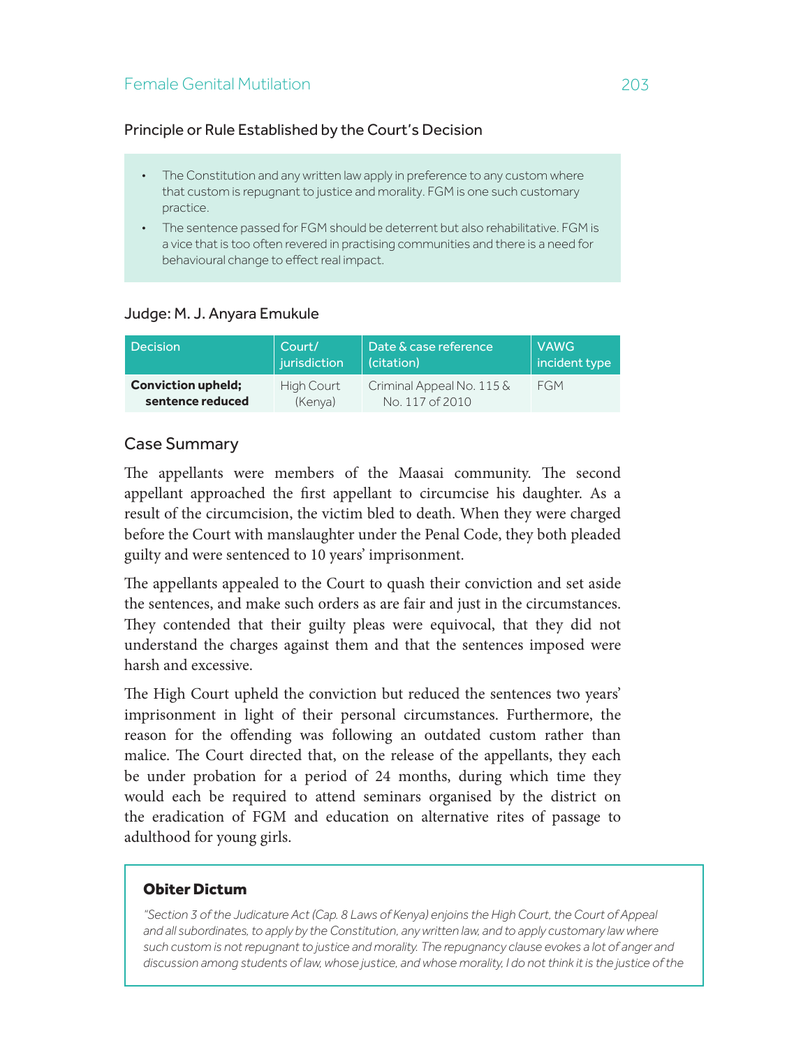## Principle or Rule Established by the Court's Decision

- The Constitution and any written law apply in preference to any custom where that custom is repugnant to justice and morality. FGM is one such customary practice.
- The sentence passed for FGM should be deterrent but also rehabilitative. FGM is a vice that is too often revered in practising communities and there is a need for behavioural change to effect real impact.

## Judge: M. J. Anyara Emukule

| Decision | Court/ jurisdiction | Date & case reference (citation) | VAWG incident type |
|---|---|---|---|
| **Conviction upheld; sentence reduced** | High Court (Kenya) | Criminal Appeal No. 115 & No. 117 of 2010 | FGM |

## Case Summary

The appellants were members of the Maasai community. The second appellant approached the first appellant to circumcise his daughter. As a result of the circumcision, the victim bled to death. When they were charged before the Court with manslaughter under the Penal Code, they both pleaded guilty and were sentenced to 10 years' imprisonment.

The appellants appealed to the Court to quash their conviction and set aside the sentences, and make such orders as are fair and just in the circumstances. They contended that their guilty pleas were equivocal, that they did not understand the charges against them and that the sentences imposed were harsh and excessive.

The High Court upheld the conviction but reduced the sentences two years' imprisonment in light of their personal circumstances. Furthermore, the reason for the offending was following an outdated custom rather than malice. The Court directed that, on the release of the appellants, they each be under probation for a period of 24 months, during which time they would each be required to attend seminars organised by the district on the eradication of FGM and education on alternative rites of passage to adulthood for young girls.

**Obiter Dictum**

*"Section 3 of the Judicature Act (Cap. 8 Laws of Kenya) enjoins the High Court, the Court of Appeal and all subordinates, to apply by the Constitution, any written law, and to apply customary law where such custom is not repugnant to justice and morality. The repugnancy clause evokes a lot of anger and discussion among students of law, whose justice, and whose morality, I do not think it is the justice of the*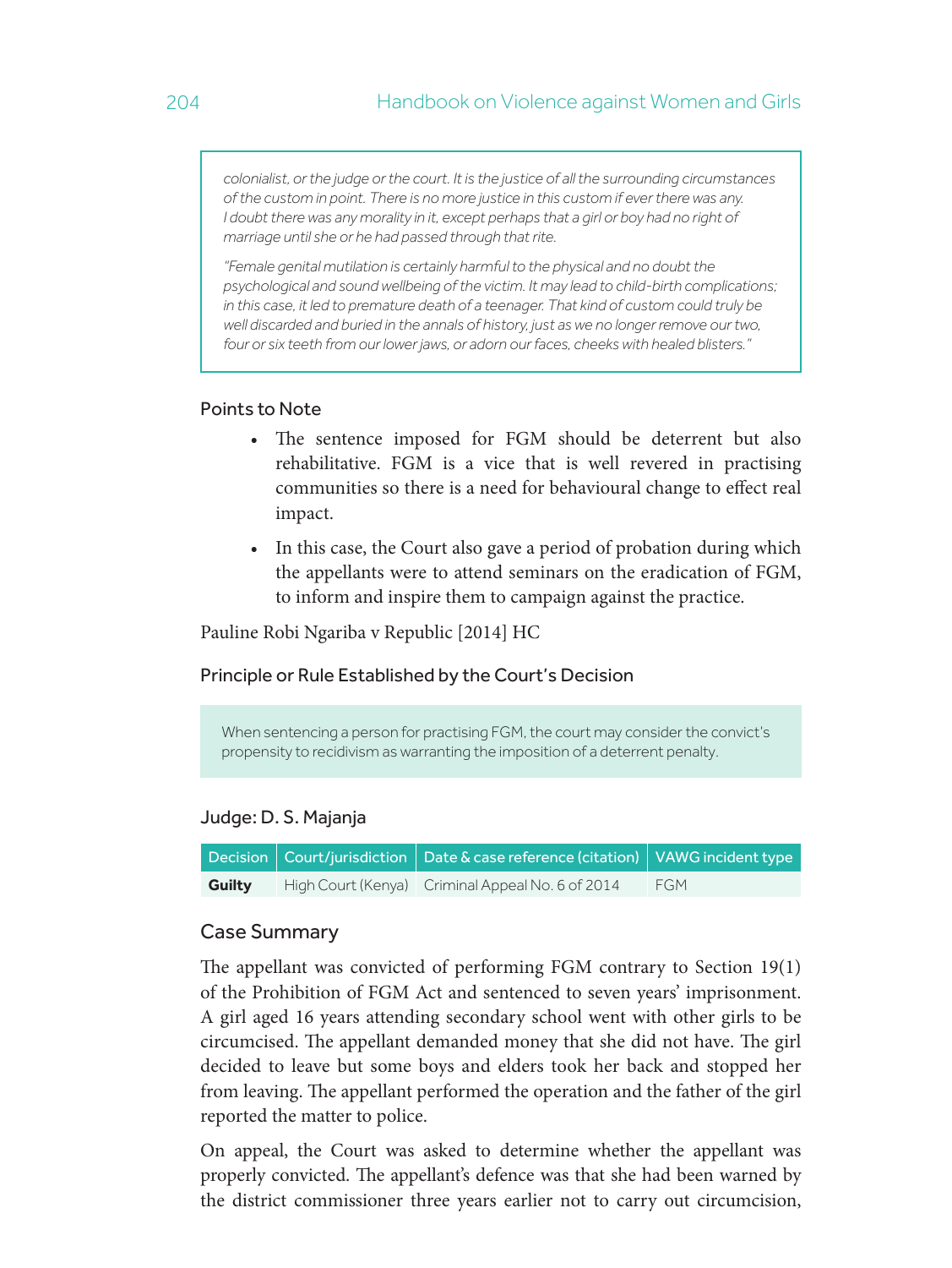*colonialist, or the judge or the court. It is the justice of all the surrounding circumstances of the custom in point. There is no more justice in this custom if ever there was any. I doubt there was any morality in it, except perhaps that a girl or boy had no right of marriage until she or he had passed through that rite.*

*"Female genital mutilation is certainly harmful to the physical and no doubt the psychological and sound wellbeing of the victim. It may lead to child-birth complications; in this case, it led to premature death of a teenager. That kind of custom could truly be well discarded and buried in the annals of history, just as we no longer remove our two, four or six teeth from our lower jaws, or adorn our faces, cheeks with healed blisters."*

### Points to Note

- The sentence imposed for FGM should be deterrent but also rehabilitative. FGM is a vice that is well revered in practising communities so there is a need for behavioural change to effect real impact.
- In this case, the Court also gave a period of probation during which the appellants were to attend seminars on the eradication of FGM, to inform and inspire them to campaign against the practice.

Pauline Robi Ngariba v Republic [2014] HC

### Principle or Rule Established by the Court's Decision

When sentencing a person for practising FGM, the court may consider the convict's propensity to recidivism as warranting the imposition of a deterrent penalty.

### Judge: D. S. Majanja

| Decision | Court/jurisdiction | Date & case reference (citation) | VAWG incident type |
|---|---|---|---|
| **Guilty** | High Court (Kenya) | Criminal Appeal No. 6 of 2014 | FGM |

### Case Summary

The appellant was convicted of performing FGM contrary to Section 19(1) of the Prohibition of FGM Act and sentenced to seven years' imprisonment. A girl aged 16 years attending secondary school went with other girls to be circumcised. The appellant demanded money that she did not have. The girl decided to leave but some boys and elders took her back and stopped her from leaving. The appellant performed the operation and the father of the girl reported the matter to police.

On appeal, the Court was asked to determine whether the appellant was properly convicted. The appellant's defence was that she had been warned by the district commissioner three years earlier not to carry out circumcision,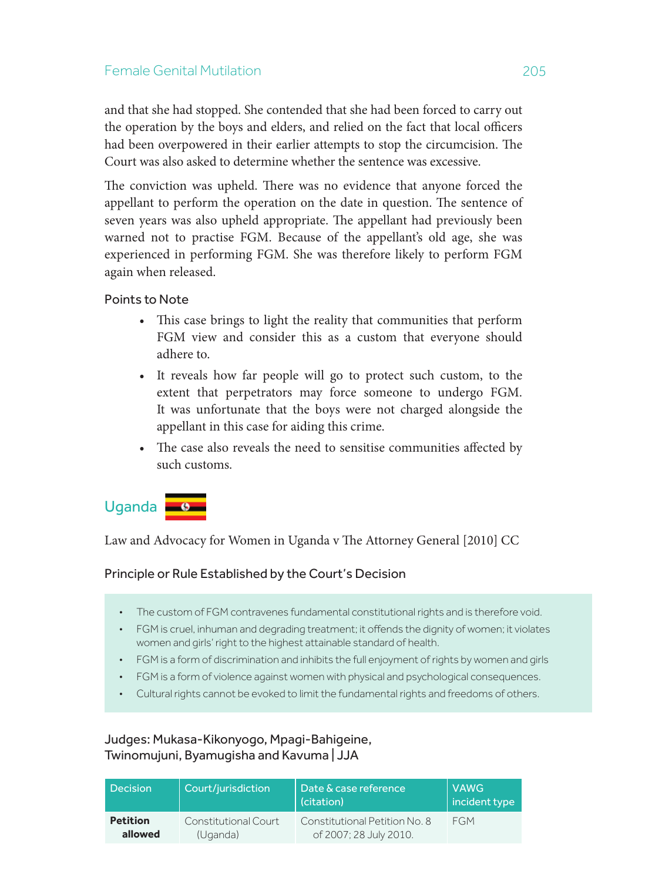and that she had stopped. She contended that she had been forced to carry out the operation by the boys and elders, and relied on the fact that local officers had been overpowered in their earlier attempts to stop the circumcision. The Court was also asked to determine whether the sentence was excessive.

The conviction was upheld. There was no evidence that anyone forced the appellant to perform the operation on the date in question. The sentence of seven years was also upheld appropriate. The appellant had previously been warned not to practise FGM. Because of the appellant's old age, she was experienced in performing FGM. She was therefore likely to perform FGM again when released.

### Points to Note

- This case brings to light the reality that communities that perform FGM view and consider this as a custom that everyone should adhere to.
- It reveals how far people will go to protect such custom, to the extent that perpetrators may force someone to undergo FGM. It was unfortunate that the boys were not charged alongside the appellant in this case for aiding this crime.
- The case also reveals the need to sensitise communities affected by such customs.

## Uganda

Law and Advocacy for Women in Uganda v The Attorney General [2010] CC

### Principle or Rule Established by the Court's Decision

- The custom of FGM contravenes fundamental constitutional rights and is therefore void.
- FGM is cruel, inhuman and degrading treatment; it offends the dignity of women; it violates women and girls' right to the highest attainable standard of health.
- FGM is a form of discrimination and inhibits the full enjoyment of rights by women and girls
- FGM is a form of violence against women with physical and psychological consequences.
- Cultural rights cannot be evoked to limit the fundamental rights and freedoms of others.

### Judges: Mukasa-Kikonyogo, Mpagi-Bahigeine, Twinomujuni, Byamugisha and Kavuma | JJA

| Decision | Court/jurisdiction | Date & case reference (citation) | VAWG incident type |
|---|---|---|---|
| **Petition allowed** | Constitutional Court (Uganda) | Constitutional Petition No. 8 of 2007; 28 July 2010. | FGM |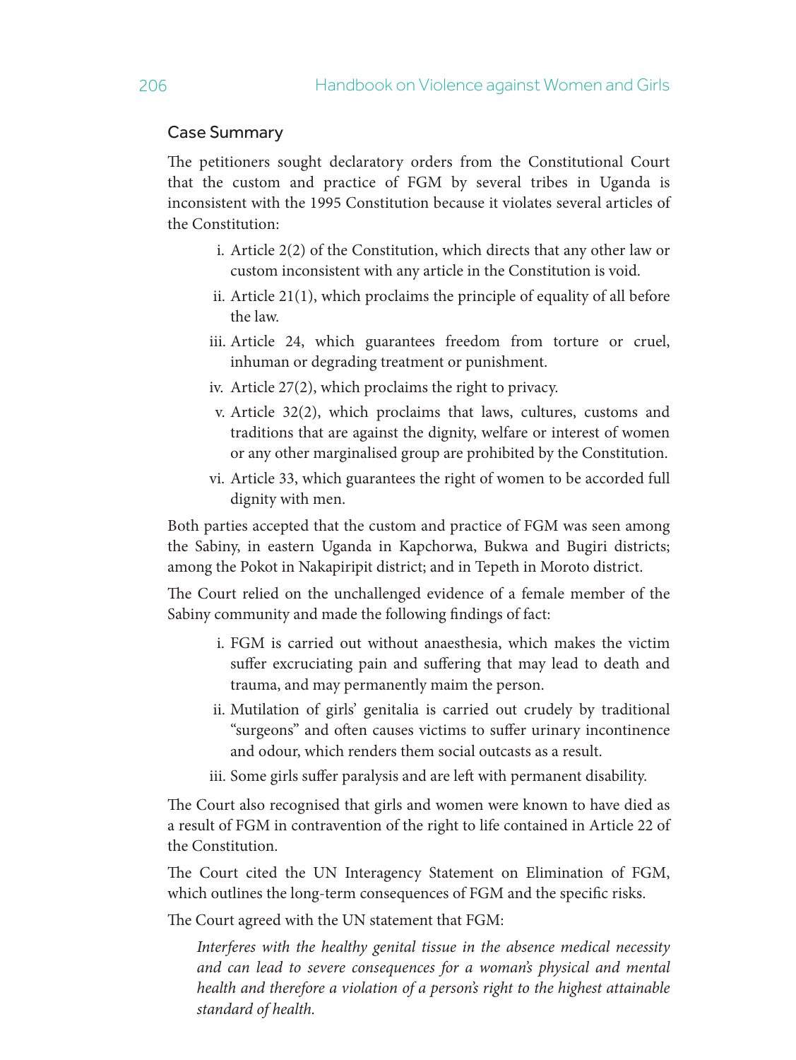### Case Summary

The petitioners sought declaratory orders from the Constitutional Court that the custom and practice of FGM by several tribes in Uganda is inconsistent with the 1995 Constitution because it violates several articles of the Constitution:

i. Article 2(2) of the Constitution, which directs that any other law or custom inconsistent with any article in the Constitution is void.
ii. Article 21(1), which proclaims the principle of equality of all before the law.
iii. Article 24, which guarantees freedom from torture or cruel, inhuman or degrading treatment or punishment.
iv. Article 27(2), which proclaims the right to privacy.
v. Article 32(2), which proclaims that laws, cultures, customs and traditions that are against the dignity, welfare or interest of women or any other marginalised group are prohibited by the Constitution.
vi. Article 33, which guarantees the right of women to be accorded full dignity with men.

Both parties accepted that the custom and practice of FGM was seen among the Sabiny, in eastern Uganda in Kapchorwa, Bukwa and Bugiri districts; among the Pokot in Nakapiripit district; and in Tepeth in Moroto district.

The Court relied on the unchallenged evidence of a female member of the Sabiny community and made the following findings of fact:

i. FGM is carried out without anaesthesia, which makes the victim suffer excruciating pain and suffering that may lead to death and trauma, and may permanently maim the person.
ii. Mutilation of girls' genitalia is carried out crudely by traditional "surgeons" and often causes victims to suffer urinary incontinence and odour, which renders them social outcasts as a result.
iii. Some girls suffer paralysis and are left with permanent disability.

The Court also recognised that girls and women were known to have died as a result of FGM in contravention of the right to life contained in Article 22 of the Constitution.

The Court cited the UN Interagency Statement on Elimination of FGM, which outlines the long-term consequences of FGM and the specific risks.

The Court agreed with the UN statement that FGM:

> *Interferes with the healthy genital tissue in the absence medical necessity and can lead to severe consequences for a woman's physical and mental health and therefore a violation of a person's right to the highest attainable standard of health.*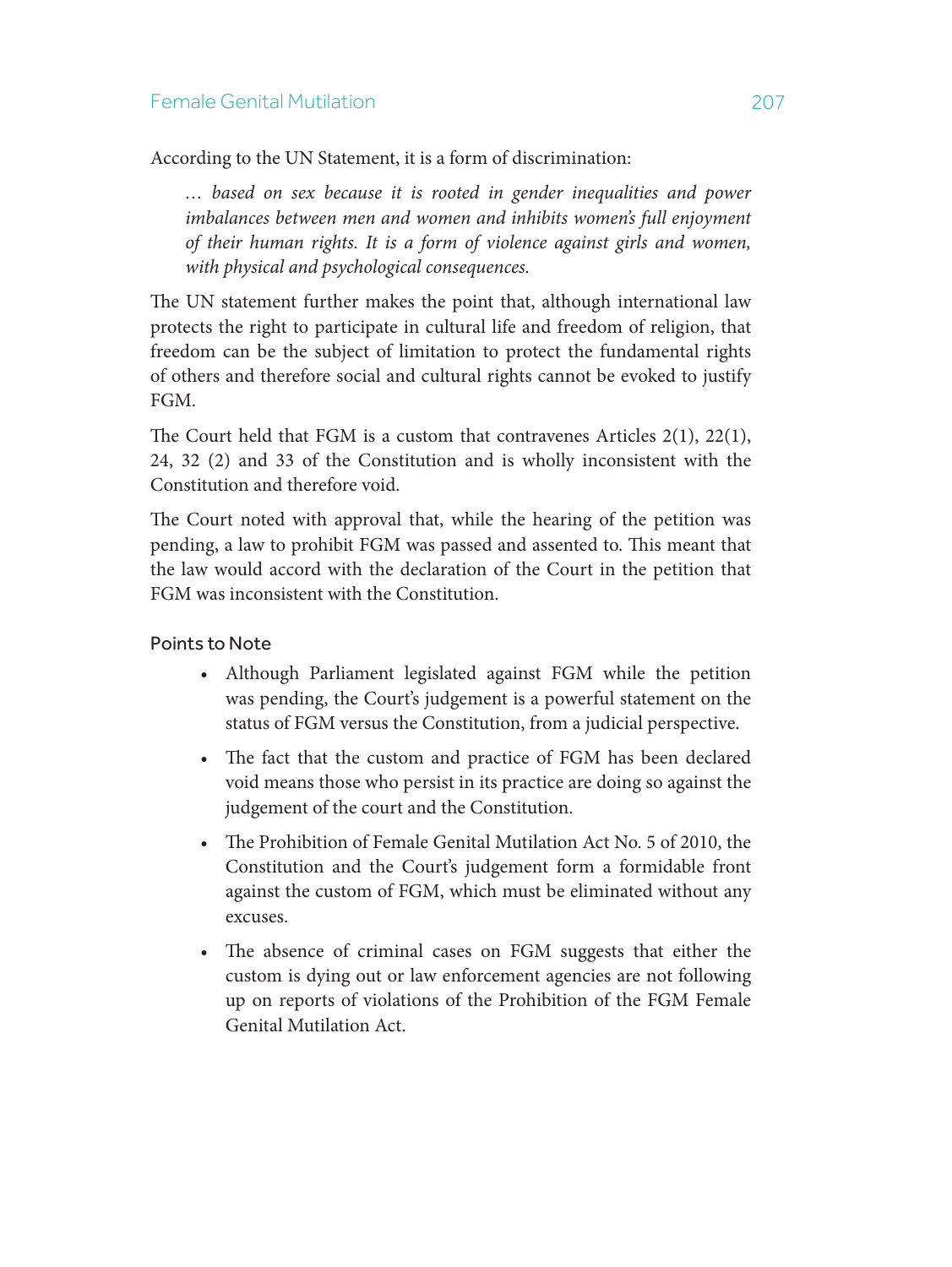According to the UN Statement, it is a form of discrimination:

> *… based on sex because it is rooted in gender inequalities and power imbalances between men and women and inhibits women's full enjoyment of their human rights. It is a form of violence against girls and women, with physical and psychological consequences.*

The UN statement further makes the point that, although international law protects the right to participate in cultural life and freedom of religion, that freedom can be the subject of limitation to protect the fundamental rights of others and therefore social and cultural rights cannot be evoked to justify FGM.

The Court held that FGM is a custom that contravenes Articles 2(1), 22(1), 24, 32 (2) and 33 of the Constitution and is wholly inconsistent with the Constitution and therefore void.

The Court noted with approval that, while the hearing of the petition was pending, a law to prohibit FGM was passed and assented to. This meant that the law would accord with the declaration of the Court in the petition that FGM was inconsistent with the Constitution.

### Points to Note

- Although Parliament legislated against FGM while the petition was pending, the Court's judgement is a powerful statement on the status of FGM versus the Constitution, from a judicial perspective.
- The fact that the custom and practice of FGM has been declared void means those who persist in its practice are doing so against the judgement of the court and the Constitution.
- The Prohibition of Female Genital Mutilation Act No. 5 of 2010, the Constitution and the Court's judgement form a formidable front against the custom of FGM, which must be eliminated without any excuses.
- The absence of criminal cases on FGM suggests that either the custom is dying out or law enforcement agencies are not following up on reports of violations of the Prohibition of the FGM Female Genital Mutilation Act.